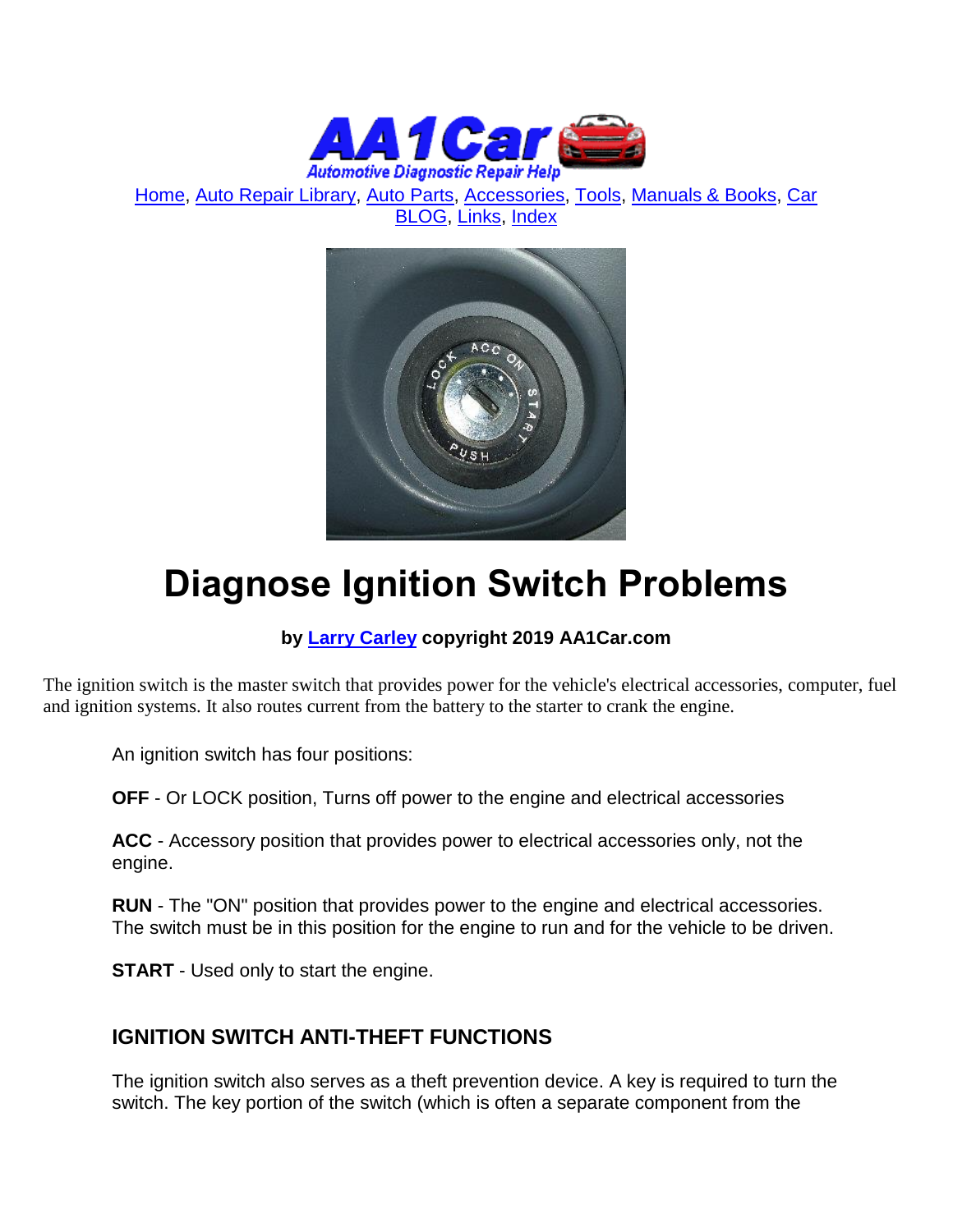Home, Auto Repair Library, Auto Parts, Accessories, Tools, Manuals & Books, Car BLOG, Links, Index

# Diagnose Ignition Switch Problems

**by Larry Carley copyright 2019 AA1Car.com**

The ignition switch is the master switch that provides power for the vehicle's electrical accessories, computer, fuel and ignition systems. It also routes current from the battery to the starter to crank the engine.

An ignition switch has four positions:

**OFF** - Or LOCK position, Turns off power to the engine and electrical accessories

**ACC** - Accessory position that provides power to electrical accessories only, not the engine.

**RUN** - The "ON" position that provides power to the engine and electrical accessories. The switch must be in this position for the engine to run and for the vehicle to be driven.

**START** - Used only to start the engine.

## IGNITION SWITCH ANTI-THEFT FUNCTIONS

The ignition switch also serves as a theft prevention device. A key is required to turn the switch. The key portion of the switch (which is often a separate component from the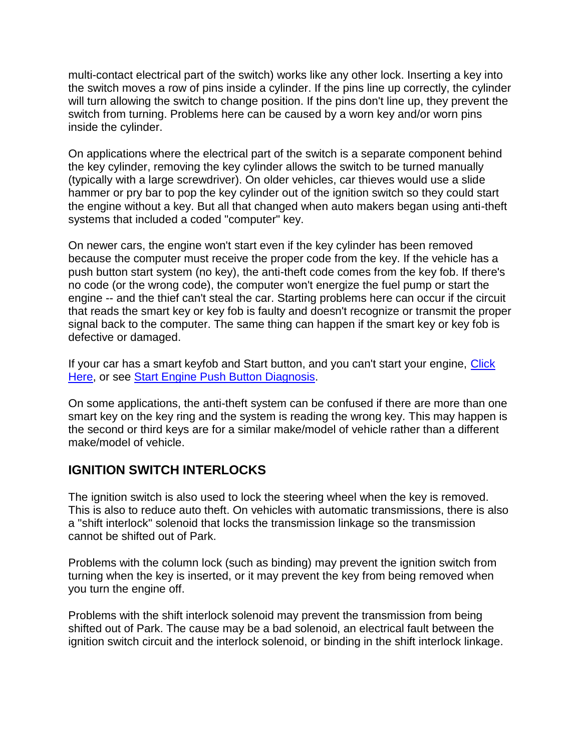multi-contact electrical part of the switch) works like any other lock. Inserting a key into the switch moves a row of pins inside a cylinder. If the pins line up correctly, the cylinder will turn allowing the switch to change position. If the pins don't line up, they prevent the switch from turning. Problems here can be caused by a worn key and/or worn pins inside the cylinder.

On applications where the electrical part of the switch is a separate component behind the key cylinder, removing the key cylinder allows the switch to be turned manually (typically with a large screwdriver). On older vehicles, car thieves would use a slide hammer or pry bar to pop the key cylinder out of the ignition switch so they could start the engine without a key. But all that changed when auto makers began using anti-theft systems that included a coded "computer" key.

On newer cars, the engine won't start even if the key cylinder has been removed because the computer must receive the proper code from the key. If the vehicle has a push button start system (no key), the anti-theft code comes from the key fob. If there's no code (or the wrong code), the computer won't energize the fuel pump or start the engine -- and the thief can't steal the car. Starting problems here can occur if the circuit that reads the smart key or key fob is faulty and doesn't recognize or transmit the proper signal back to the computer. The same thing can happen if the smart key or key fob is defective or damaged.

If your car has a smart keyfob and Start button, and you can't start your engine, Click Here, or see Start Engine Push Button Diagnosis.

On some applications, the anti-theft system can be confused if there are more than one smart key on the key ring and the system is reading the wrong key. This may happen is the second or third keys are for a similar make/model of vehicle rather than a different make/model of vehicle.

## IGNITION SWITCH INTERLOCKS

The ignition switch is also used to lock the steering wheel when the key is removed. This is also to reduce auto theft. On vehicles with automatic transmissions, there is also a "shift interlock" solenoid that locks the transmission linkage so the transmission cannot be shifted out of Park.

Problems with the column lock (such as binding) may prevent the ignition switch from turning when the key is inserted, or it may prevent the key from being removed when you turn the engine off.

Problems with the shift interlock solenoid may prevent the transmission from being shifted out of Park. The cause may be a bad solenoid, an electrical fault between the ignition switch circuit and the interlock solenoid, or binding in the shift interlock linkage.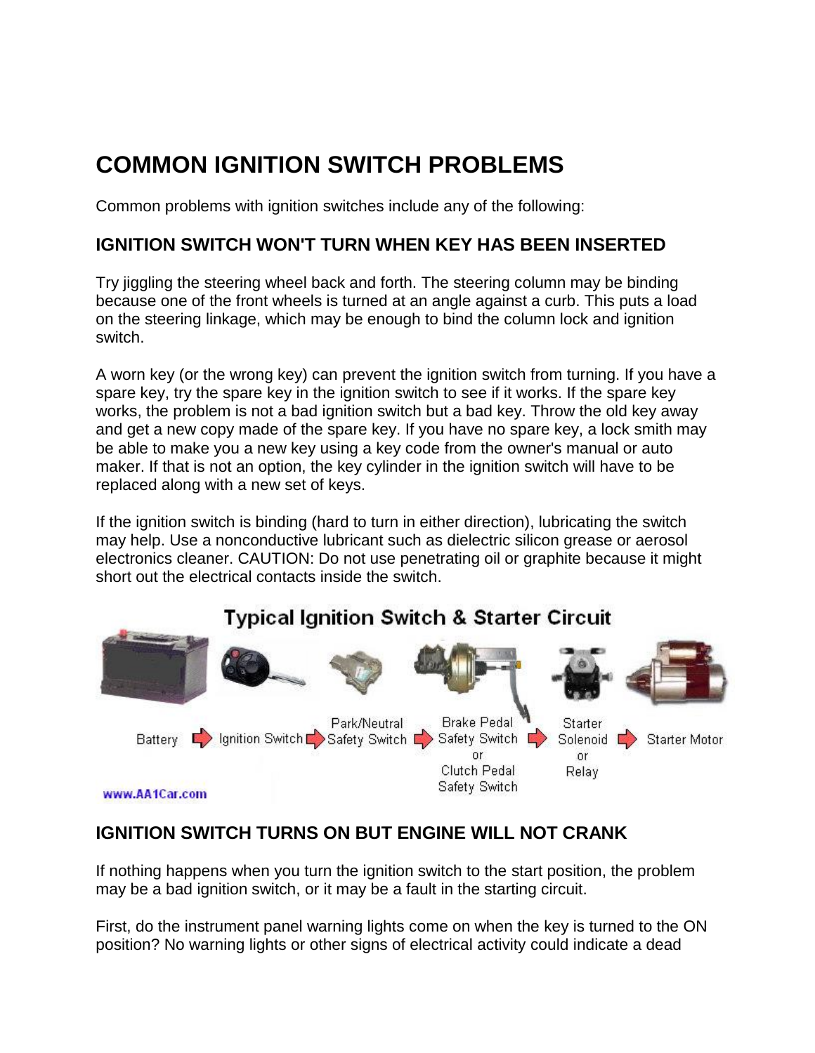# COMMON IGNITION SWITCH PROBLEMS

Common problems with ignition switches include any of the following:

## IGNITION SWITCH WON'T TURN WHEN KEY HAS BEEN INSERTED

Try jiggling the steering wheel back and forth. The steering column may be binding because one of the front wheels is turned at an angle against a curb. This puts a load on the steering linkage, which may be enough to bind the column lock and ignition switch.

A worn key (or the wrong key) can prevent the ignition switch from turning. If you have a spare key, try the spare key in the ignition switch to see if it works. If the spare key works, the problem is not a bad ignition switch but a bad key. Throw the old key away and get a new copy made of the spare key. If you have no spare key, a lock smith may be able to make you a new key using a key code from the owner's manual or auto maker. If that is not an option, the key cylinder in the ignition switch will have to be replaced along with a new set of keys.

If the ignition switch is binding (hard to turn in either direction), lubricating the switch may help. Use a nonconductive lubricant such as dielectric silicon grease or aerosol electronics cleaner. CAUTION: Do not use penetrating oil or graphite because it might short out the electrical contacts inside the switch.

**Typical Ignition Switch & Starter Circuit**

Battery → Ignition Switch → Park/Neutral Safety Switch → Brake Pedal Safety Switch or Clutch Pedal Safety Switch → Starter Solenoid or Relay → Starter Motor

www.AA1Car.com

## IGNITION SWITCH TURNS ON BUT ENGINE WILL NOT CRANK

If nothing happens when you turn the ignition switch to the start position, the problem may be a bad ignition switch, or it may be a fault in the starting circuit.

First, do the instrument panel warning lights come on when the key is turned to the ON position? No warning lights or other signs of electrical activity could indicate a dead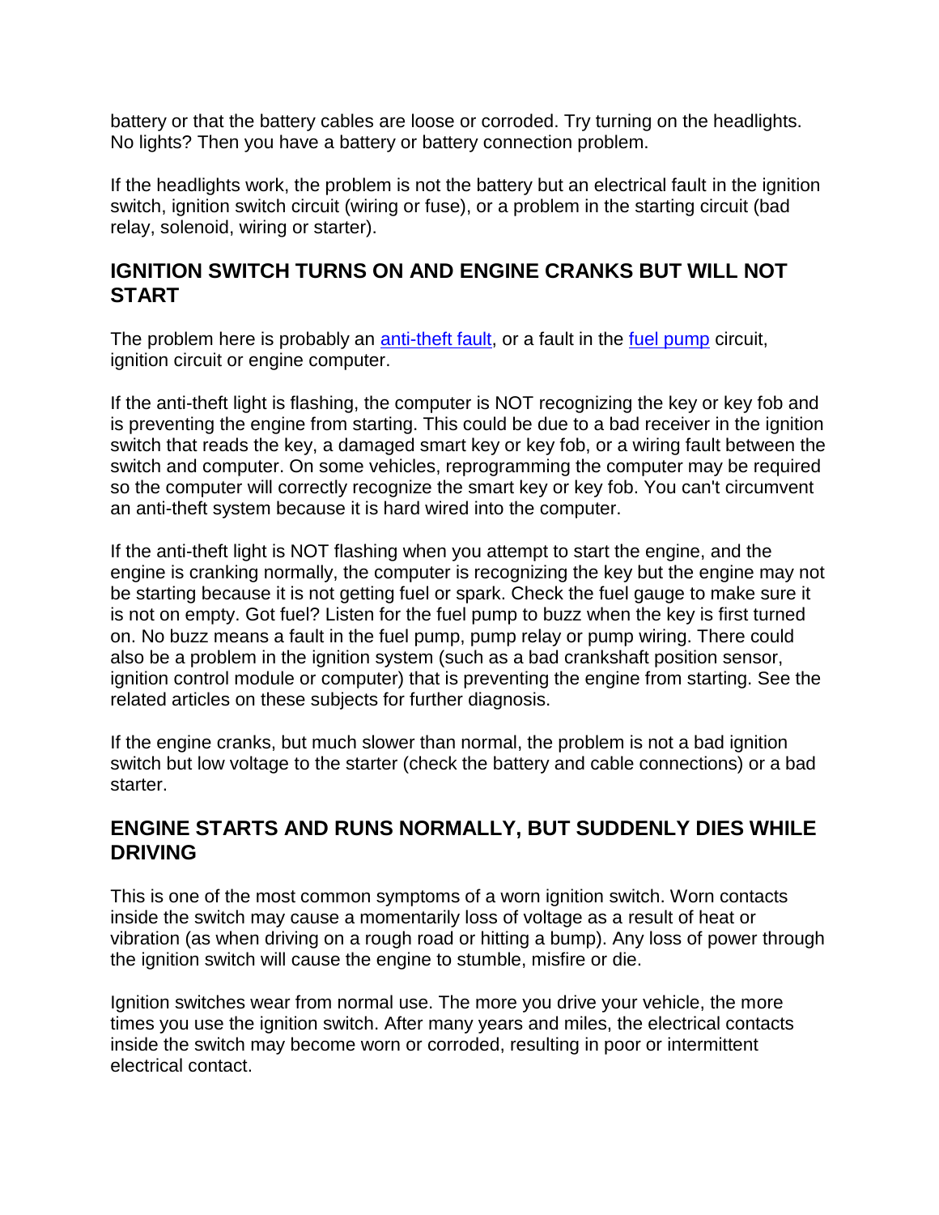battery or that the battery cables are loose or corroded. Try turning on the headlights. No lights? Then you have a battery or battery connection problem.

If the headlights work, the problem is not the battery but an electrical fault in the ignition switch, ignition switch circuit (wiring or fuse), or a problem in the starting circuit (bad relay, solenoid, wiring or starter).

## IGNITION SWITCH TURNS ON AND ENGINE CRANKS BUT WILL NOT START

The problem here is probably an anti-theft fault, or a fault in the fuel pump circuit, ignition circuit or engine computer.

If the anti-theft light is flashing, the computer is NOT recognizing the key or key fob and is preventing the engine from starting. This could be due to a bad receiver in the ignition switch that reads the key, a damaged smart key or key fob, or a wiring fault between the switch and computer. On some vehicles, reprogramming the computer may be required so the computer will correctly recognize the smart key or key fob. You can't circumvent an anti-theft system because it is hard wired into the computer.

If the anti-theft light is NOT flashing when you attempt to start the engine, and the engine is cranking normally, the computer is recognizing the key but the engine may not be starting because it is not getting fuel or spark. Check the fuel gauge to make sure it is not on empty. Got fuel? Listen for the fuel pump to buzz when the key is first turned on. No buzz means a fault in the fuel pump, pump relay or pump wiring. There could also be a problem in the ignition system (such as a bad crankshaft position sensor, ignition control module or computer) that is preventing the engine from starting. See the related articles on these subjects for further diagnosis.

If the engine cranks, but much slower than normal, the problem is not a bad ignition switch but low voltage to the starter (check the battery and cable connections) or a bad starter.

## ENGINE STARTS AND RUNS NORMALLY, BUT SUDDENLY DIES WHILE DRIVING

This is one of the most common symptoms of a worn ignition switch. Worn contacts inside the switch may cause a momentarily loss of voltage as a result of heat or vibration (as when driving on a rough road or hitting a bump). Any loss of power through the ignition switch will cause the engine to stumble, misfire or die.

Ignition switches wear from normal use. The more you drive your vehicle, the more times you use the ignition switch. After many years and miles, the electrical contacts inside the switch may become worn or corroded, resulting in poor or intermittent electrical contact.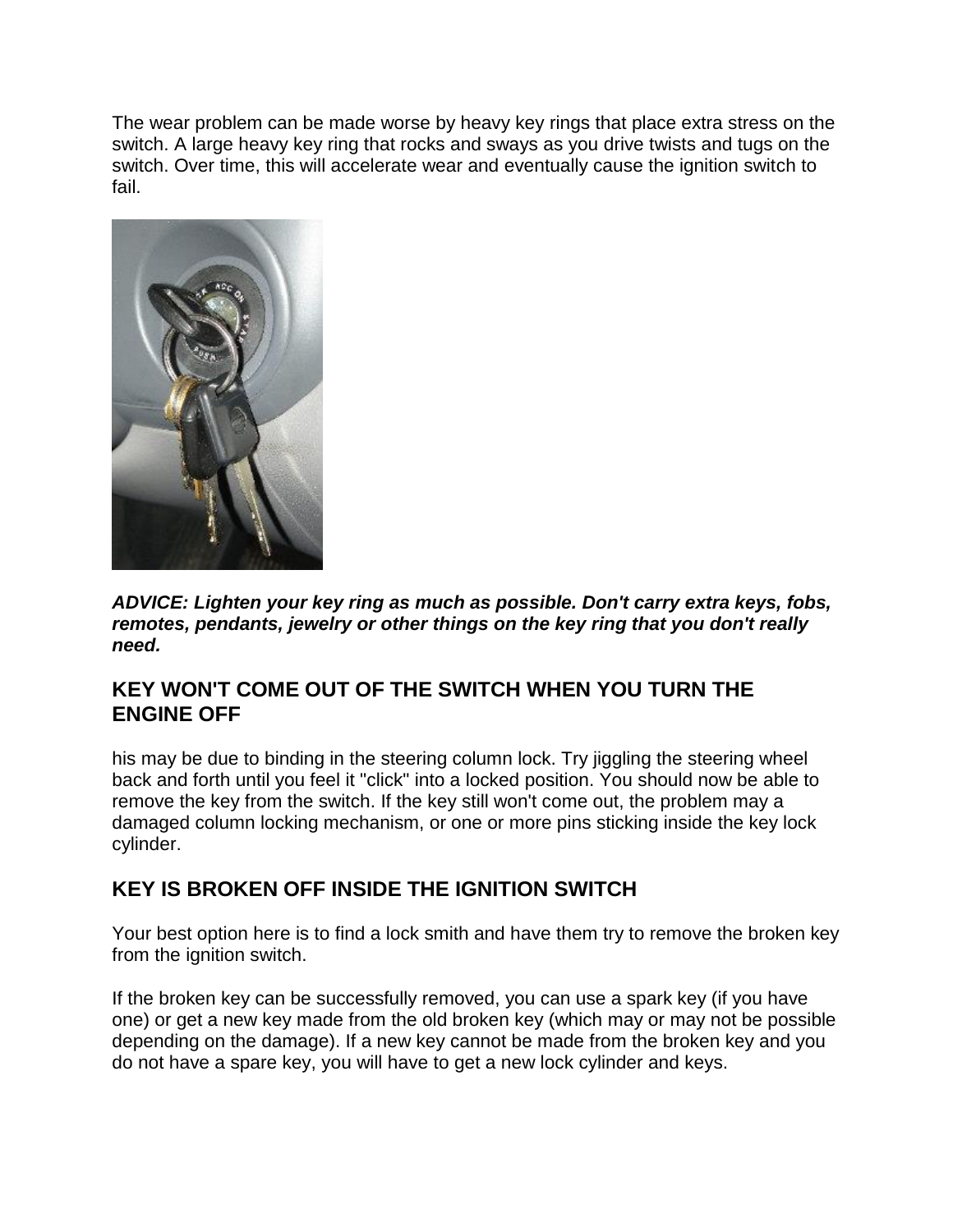The wear problem can be made worse by heavy key rings that place extra stress on the switch. A large heavy key ring that rocks and sways as you drive twists and tugs on the switch. Over time, this will accelerate wear and eventually cause the ignition switch to fail.

***ADVICE: Lighten your key ring as much as possible. Don't carry extra keys, fobs, remotes, pendants, jewelry or other things on the key ring that you don't really need.***

## KEY WON'T COME OUT OF THE SWITCH WHEN YOU TURN THE ENGINE OFF

his may be due to binding in the steering column lock. Try jiggling the steering wheel back and forth until you feel it "click" into a locked position. You should now be able to remove the key from the switch. If the key still won't come out, the problem may a damaged column locking mechanism, or one or more pins sticking inside the key lock cylinder.

## KEY IS BROKEN OFF INSIDE THE IGNITION SWITCH

Your best option here is to find a lock smith and have them try to remove the broken key from the ignition switch.

If the broken key can be successfully removed, you can use a spark key (if you have one) or get a new key made from the old broken key (which may or may not be possible depending on the damage). If a new key cannot be made from the broken key and you do not have a spare key, you will have to get a new lock cylinder and keys.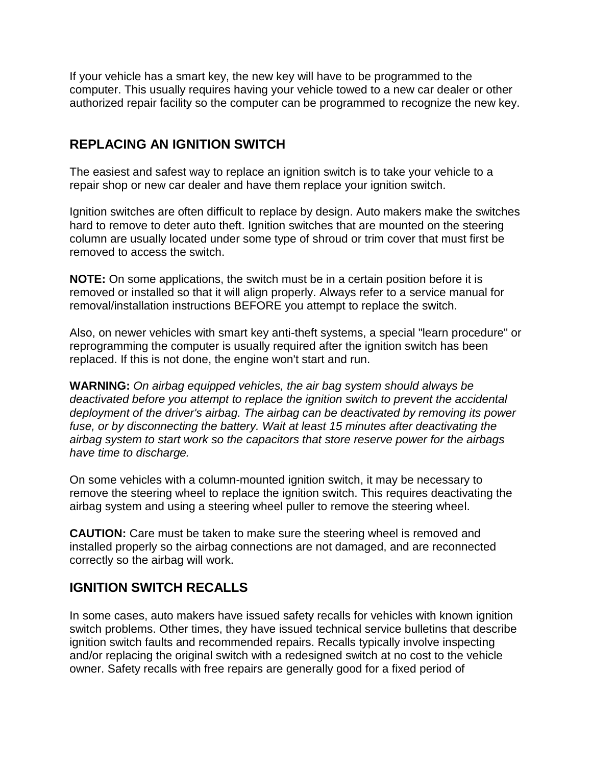If your vehicle has a smart key, the new key will have to be programmed to the computer. This usually requires having your vehicle towed to a new car dealer or other authorized repair facility so the computer can be programmed to recognize the new key.

## REPLACING AN IGNITION SWITCH

The easiest and safest way to replace an ignition switch is to take your vehicle to a repair shop or new car dealer and have them replace your ignition switch.

Ignition switches are often difficult to replace by design. Auto makers make the switches hard to remove to deter auto theft. Ignition switches that are mounted on the steering column are usually located under some type of shroud or trim cover that must first be removed to access the switch.

**NOTE:** On some applications, the switch must be in a certain position before it is removed or installed so that it will align properly. Always refer to a service manual for removal/installation instructions BEFORE you attempt to replace the switch.

Also, on newer vehicles with smart key anti-theft systems, a special "learn procedure" or reprogramming the computer is usually required after the ignition switch has been replaced. If this is not done, the engine won't start and run.

**WARNING:** *On airbag equipped vehicles, the air bag system should always be deactivated before you attempt to replace the ignition switch to prevent the accidental deployment of the driver's airbag. The airbag can be deactivated by removing its power fuse, or by disconnecting the battery. Wait at least 15 minutes after deactivating the airbag system to start work so the capacitors that store reserve power for the airbags have time to discharge.*

On some vehicles with a column-mounted ignition switch, it may be necessary to remove the steering wheel to replace the ignition switch. This requires deactivating the airbag system and using a steering wheel puller to remove the steering wheel.

**CAUTION:** Care must be taken to make sure the steering wheel is removed and installed properly so the airbag connections are not damaged, and are reconnected correctly so the airbag will work.

## IGNITION SWITCH RECALLS

In some cases, auto makers have issued safety recalls for vehicles with known ignition switch problems. Other times, they have issued technical service bulletins that describe ignition switch faults and recommended repairs. Recalls typically involve inspecting and/or replacing the original switch with a redesigned switch at no cost to the vehicle owner. Safety recalls with free repairs are generally good for a fixed period of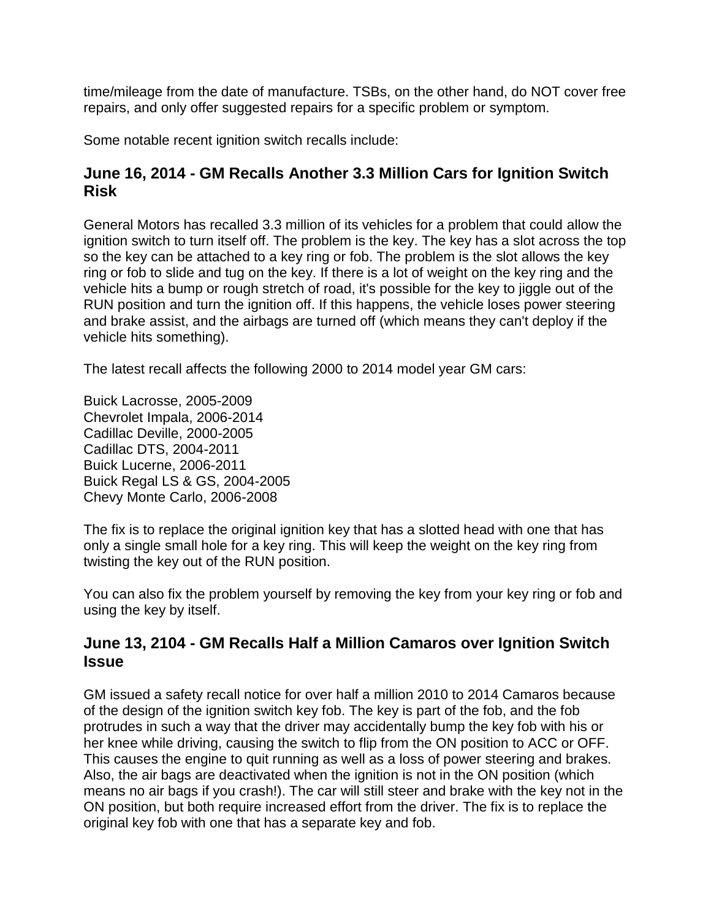time/mileage from the date of manufacture. TSBs, on the other hand, do NOT cover free repairs, and only offer suggested repairs for a specific problem or symptom.

Some notable recent ignition switch recalls include:

### June 16, 2014 - GM Recalls Another 3.3 Million Cars for Ignition Switch Risk

General Motors has recalled 3.3 million of its vehicles for a problem that could allow the ignition switch to turn itself off. The problem is the key. The key has a slot across the top so the key can be attached to a key ring or fob. The problem is the slot allows the key ring or fob to slide and tug on the key. If there is a lot of weight on the key ring and the vehicle hits a bump or rough stretch of road, it's possible for the key to jiggle out of the RUN position and turn the ignition off. If this happens, the vehicle loses power steering and brake assist, and the airbags are turned off (which means they can't deploy if the vehicle hits something).

The latest recall affects the following 2000 to 2014 model year GM cars:

Buick Lacrosse, 2005-2009
Chevrolet Impala, 2006-2014
Cadillac Deville, 2000-2005
Cadillac DTS, 2004-2011
Buick Lucerne, 2006-2011
Buick Regal LS & GS, 2004-2005
Chevy Monte Carlo, 2006-2008

The fix is to replace the original ignition key that has a slotted head with one that has only a single small hole for a key ring. This will keep the weight on the key ring from twisting the key out of the RUN position.

You can also fix the problem yourself by removing the key from your key ring or fob and using the key by itself.

### June 13, 2104 - GM Recalls Half a Million Camaros over Ignition Switch Issue

GM issued a safety recall notice for over half a million 2010 to 2014 Camaros because of the design of the ignition switch key fob. The key is part of the fob, and the fob protrudes in such a way that the driver may accidentally bump the key fob with his or her knee while driving, causing the switch to flip from the ON position to ACC or OFF. This causes the engine to quit running as well as a loss of power steering and brakes. Also, the air bags are deactivated when the ignition is not in the ON position (which means no air bags if you crash!). The car will still steer and brake with the key not in the ON position, but both require increased effort from the driver. The fix is to replace the original key fob with one that has a separate key and fob.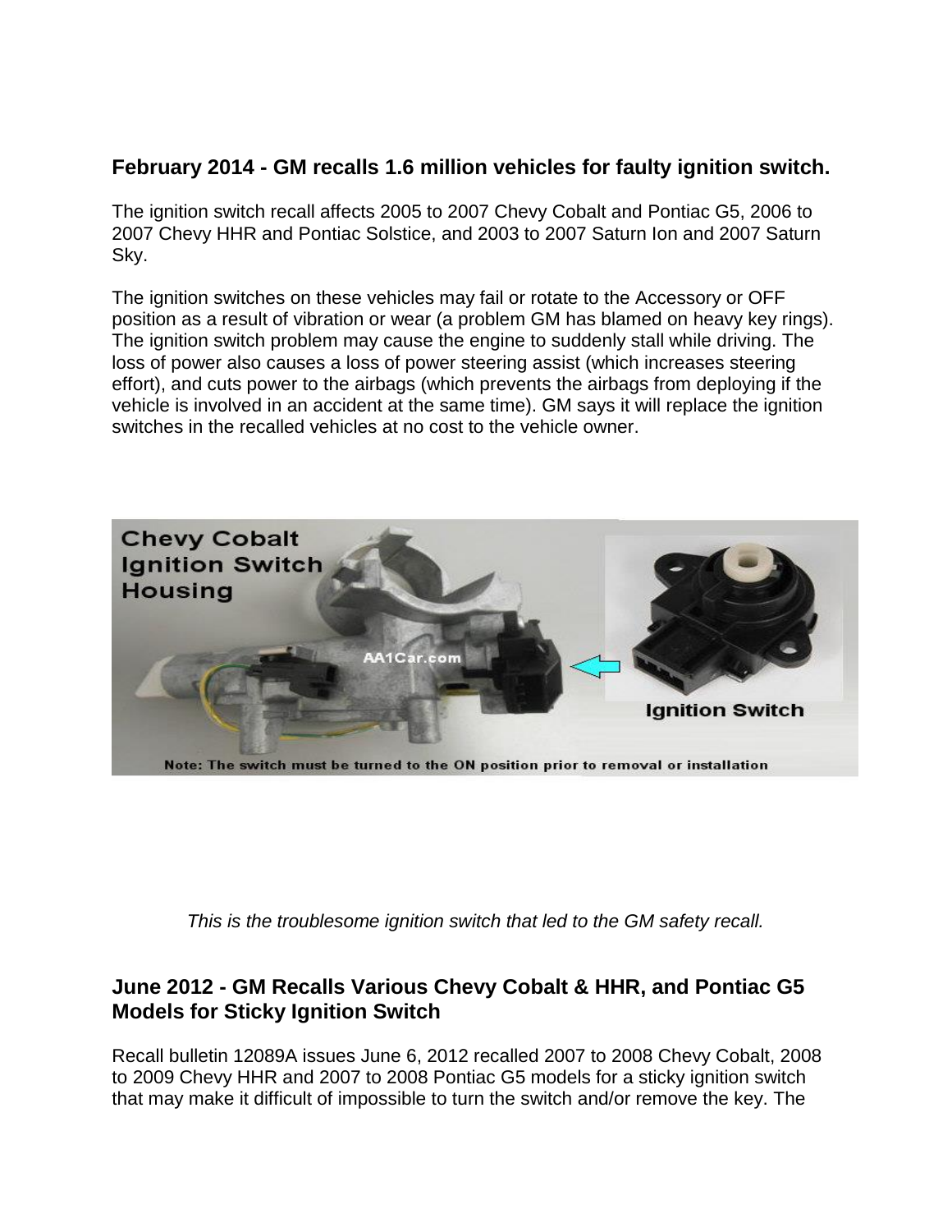## February 2014 - GM recalls 1.6 million vehicles for faulty ignition switch.

The ignition switch recall affects 2005 to 2007 Chevy Cobalt and Pontiac G5, 2006 to 2007 Chevy HHR and Pontiac Solstice, and 2003 to 2007 Saturn Ion and 2007 Saturn Sky.

The ignition switches on these vehicles may fail or rotate to the Accessory or OFF position as a result of vibration or wear (a problem GM has blamed on heavy key rings). The ignition switch problem may cause the engine to suddenly stall while driving. The loss of power also causes a loss of power steering assist (which increases steering effort), and cuts power to the airbags (which prevents the airbags from deploying if the vehicle is involved in an accident at the same time). GM says it will replace the ignition switches in the recalled vehicles at no cost to the vehicle owner.

*This is the troublesome ignition switch that led to the GM safety recall.*

## June 2012 - GM Recalls Various Chevy Cobalt & HHR, and Pontiac G5 Models for Sticky Ignition Switch

Recall bulletin 12089A issues June 6, 2012 recalled 2007 to 2008 Chevy Cobalt, 2008 to 2009 Chevy HHR and 2007 to 2008 Pontiac G5 models for a sticky ignition switch that may make it difficult of impossible to turn the switch and/or remove the key. The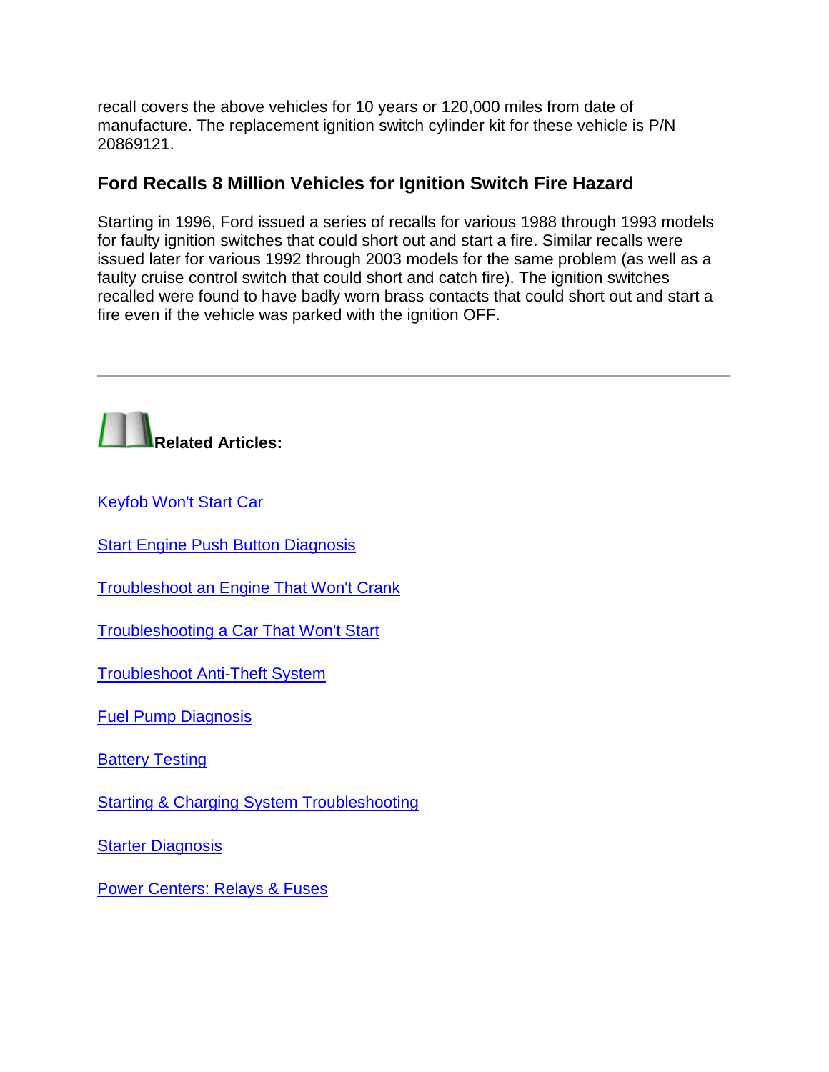recall covers the above vehicles for 10 years or 120,000 miles from date of manufacture. The replacement ignition switch cylinder kit for these vehicle is P/N 20869121.

### Ford Recalls 8 Million Vehicles for Ignition Switch Fire Hazard

Starting in 1996, Ford issued a series of recalls for various 1988 through 1993 models for faulty ignition switches that could short out and start a fire. Similar recalls were issued later for various 1992 through 2003 models for the same problem (as well as a faulty cruise control switch that could short and catch fire). The ignition switches recalled were found to have badly worn brass contacts that could short out and start a fire even if the vehicle was parked with the ignition OFF.

---

**Related Articles:**

Keyfob Won't Start Car

Start Engine Push Button Diagnosis

Troubleshoot an Engine That Won't Crank

Troubleshooting a Car That Won't Start

Troubleshoot Anti-Theft System

Fuel Pump Diagnosis

Battery Testing

Starting & Charging System Troubleshooting

Starter Diagnosis

Power Centers: Relays & Fuses